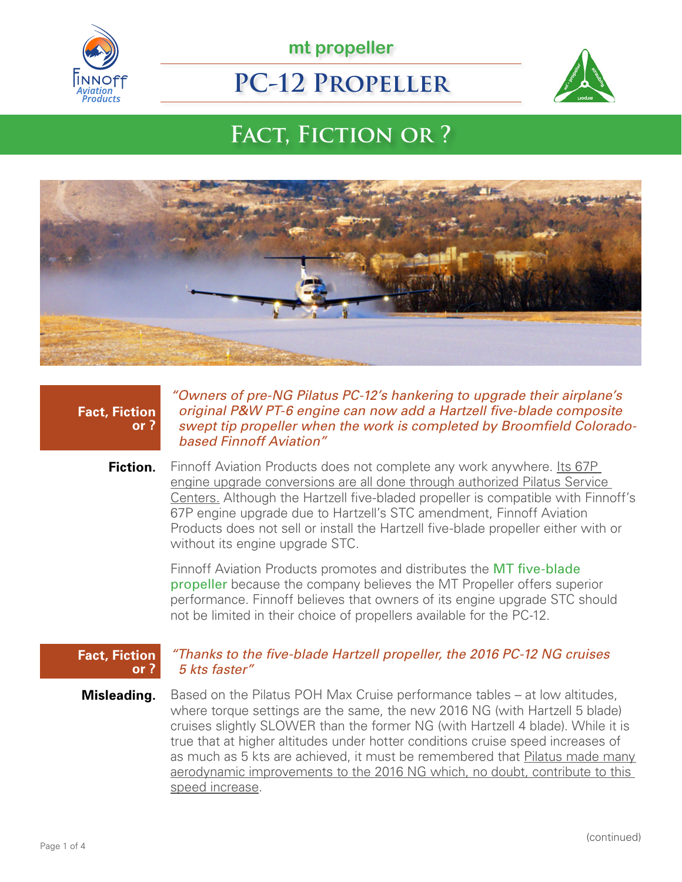mt propeller

# PC-12 Propeller

## Fact, Fiction or ?

**Fact, Fiction or ?**

*"Owners of pre-NG Pilatus PC-12's hankering to upgrade their airplane's original P&W PT-6 engine can now add a Hartzell five-blade composite swept tip propeller when the work is completed by Broomfield Colorado-based Finnoff Aviation"*

**Fiction.** Finnoff Aviation Products does not complete any work anywhere. Its 67P engine upgrade conversions are all done through authorized Pilatus Service Centers. Although the Hartzell five-bladed propeller is compatible with Finnoff's 67P engine upgrade due to Hartzell's STC amendment, Finnoff Aviation Products does not sell or install the Hartzell five-blade propeller either with or without its engine upgrade STC.

Finnoff Aviation Products promotes and distributes the MT five-blade propeller because the company believes the MT Propeller offers superior performance. Finnoff believes that owners of its engine upgrade STC should not be limited in their choice of propellers available for the PC-12.

**Fact, Fiction or ?**

*"Thanks to the five-blade Hartzell propeller, the 2016 PC-12 NG cruises 5 kts faster"*

**Misleading.** Based on the Pilatus POH Max Cruise performance tables – at low altitudes, where torque settings are the same, the new 2016 NG (with Hartzell 5 blade) cruises slightly SLOWER than the former NG (with Hartzell 4 blade). While it is true that at higher altitudes under hotter conditions cruise speed increases of as much as 5 kts are achieved, it must be remembered that Pilatus made many aerodynamic improvements to the 2016 NG which, no doubt, contribute to this speed increase.

(continued)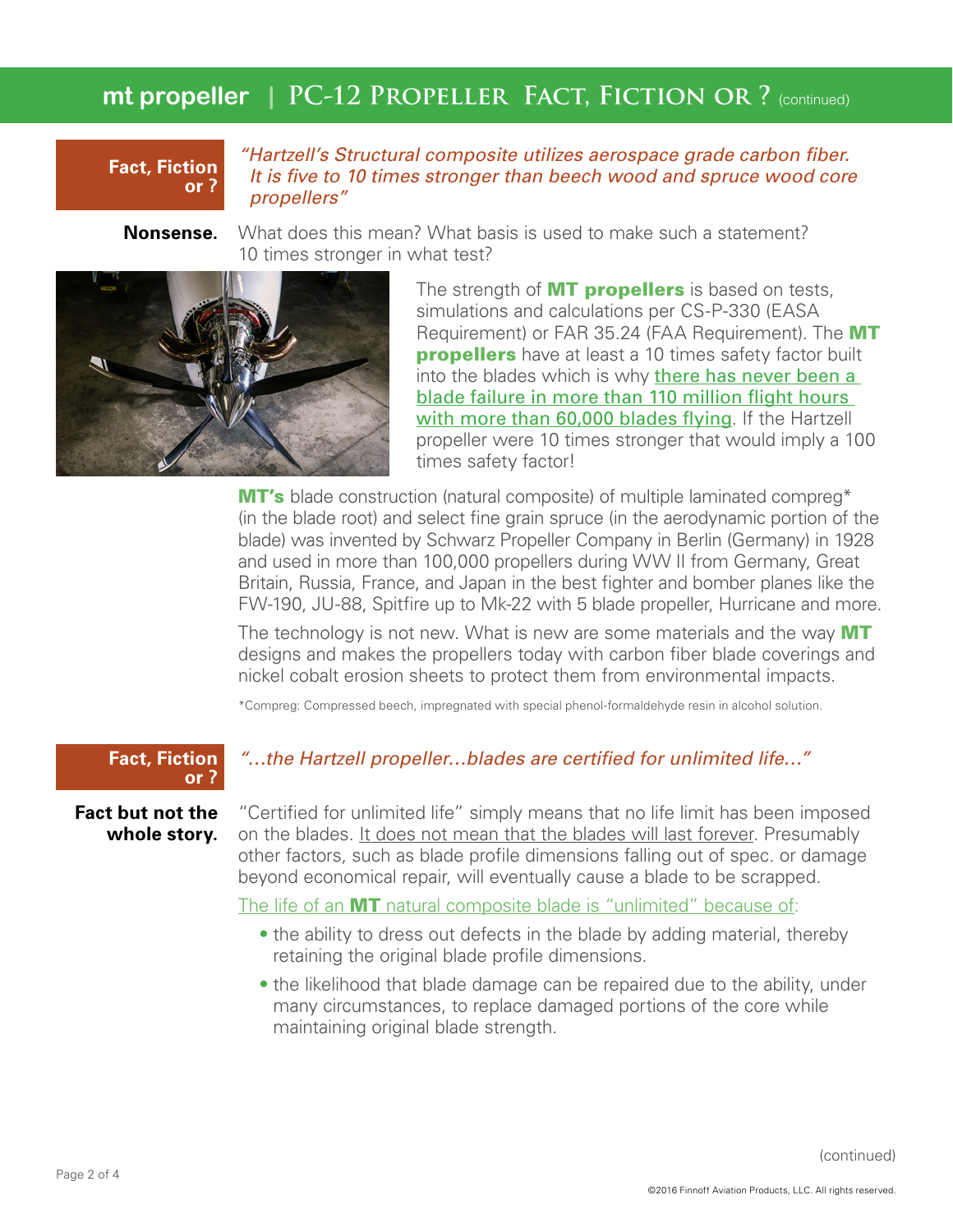## Fact, Fiction or ?

*"Hartzell's Structural composite utilizes aerospace grade carbon fiber. It is five to 10 times stronger than beech wood and spruce wood core propellers"*

**Nonsense.** What does this mean? What basis is used to make such a statement? 10 times stronger in what test?

The strength of **MT propellers** is based on tests, simulations and calculations per CS-P-330 (EASA Requirement) or FAR 35.24 (FAA Requirement). The **MT propellers** have at least a 10 times safety factor built into the blades which is why there has never been a blade failure in more than 110 million flight hours with more than 60,000 blades flying. If the Hartzell propeller were 10 times stronger that would imply a 100 times safety factor!

**MT's** blade construction (natural composite) of multiple laminated compreg* (in the blade root) and select fine grain spruce (in the aerodynamic portion of the blade) was invented by Schwarz Propeller Company in Berlin (Germany) in 1928 and used in more than 100,000 propellers during WW II from Germany, Great Britain, Russia, France, and Japan in the best fighter and bomber planes like the FW-190, JU-88, Spitfire up to Mk-22 with 5 blade propeller, Hurricane and more.

The technology is not new. What is new are some materials and the way **MT** designs and makes the propellers today with carbon fiber blade coverings and nickel cobalt erosion sheets to protect them from environmental impacts.

*Compreg: Compressed beech, impregnated with special phenol-formaldehyde resin in alcohol solution.

## Fact, Fiction or ?

*"...the Hartzell propeller...blades are certified for unlimited life..."*

**Fact but not the whole story.** "Certified for unlimited life" simply means that no life limit has been imposed on the blades. It does not mean that the blades will last forever. Presumably other factors, such as blade profile dimensions falling out of spec. or damage beyond economical repair, will eventually cause a blade to be scrapped.

The life of an **MT** natural composite blade is "unlimited" because of:

- the ability to dress out defects in the blade by adding material, thereby retaining the original blade profile dimensions.
- the likelihood that blade damage can be repaired due to the ability, under many circumstances, to replace damaged portions of the core while maintaining original blade strength.

(continued)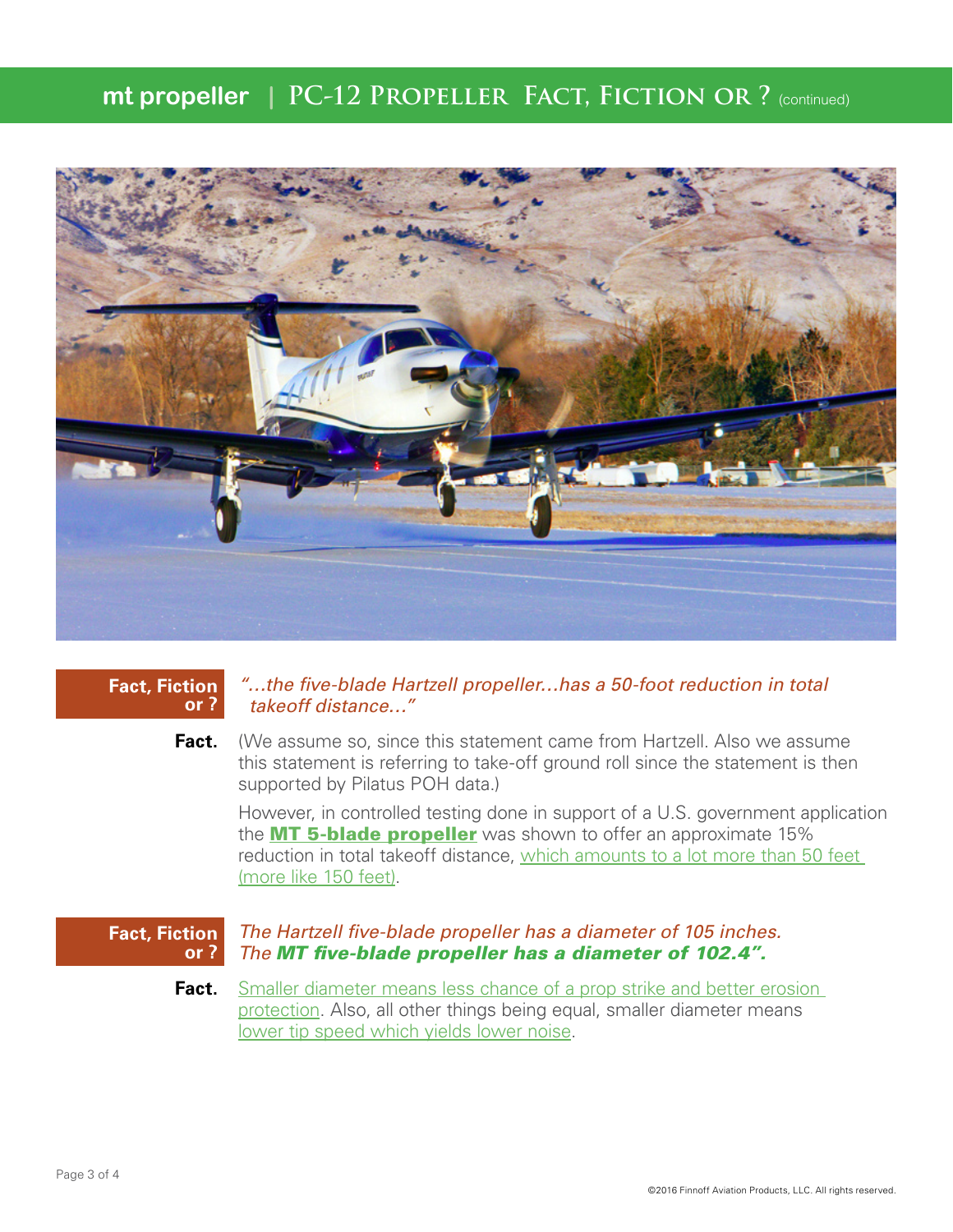**Fact, Fiction or ?** *"...the five-blade Hartzell propeller...has a 50-foot reduction in total takeoff distance..."*

**Fact.** (We assume so, since this statement came from Hartzell. Also we assume this statement is referring to take-off ground roll since the statement is then supported by Pilatus POH data.)

However, in controlled testing done in support of a U.S. government application the **MT 5-blade propeller** was shown to offer an approximate 15% reduction in total takeoff distance, which amounts to a lot more than 50 feet (more like 150 feet).

**Fact, Fiction or ?** *The Hartzell five-blade propeller has a diameter of 105 inches. The* ***MT five-blade propeller has a diameter of 102.4".***

**Fact.** Smaller diameter means less chance of a prop strike and better erosion protection. Also, all other things being equal, smaller diameter means lower tip speed which yields lower noise.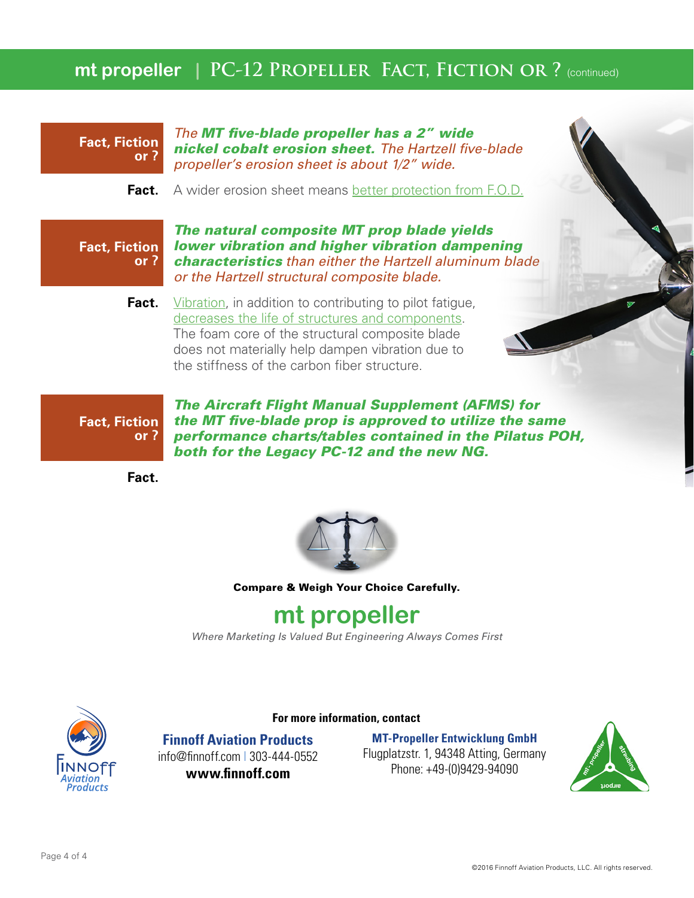**Fact, Fiction or ?**

*The **MT five-blade propeller has a 2" wide nickel cobalt erosion sheet.** The Hartzell five-blade propeller's erosion sheet is about 1/2" wide.*

**Fact.** A wider erosion sheet means better protection from F.O.D.

**Fact, Fiction or ?**

***The natural composite MT prop blade yields lower vibration and higher vibration dampening characteristics** than either the Hartzell aluminum blade or the Hartzell structural composite blade.*

**Fact.** Vibration, in addition to contributing to pilot fatigue, decreases the life of structures and components. The foam core of the structural composite blade does not materially help dampen vibration due to the stiffness of the carbon fiber structure.

**Fact, Fiction or ?**

***The Aircraft Flight Manual Supplement (AFMS) for the MT five-blade prop is approved to utilize the same performance charts/tables contained in the Pilatus POH, both for the Legacy PC-12 and the new NG.***

**Fact.**

**Compare & Weigh Your Choice Carefully.**

## mt propeller

*Where Marketing Is Valued But Engineering Always Comes First*

**For more information, contact**

**Finnoff Aviation Products**
info@finnoff.com | 303-444-0552
**www.finnoff.com**

**MT-Propeller Entwicklung GmbH**
Flugplatzstr. 1, 94348 Atting, Germany
Phone: +49-(0)9429-94090

©2016 Finnoff Aviation Products, LLC. All rights reserved.